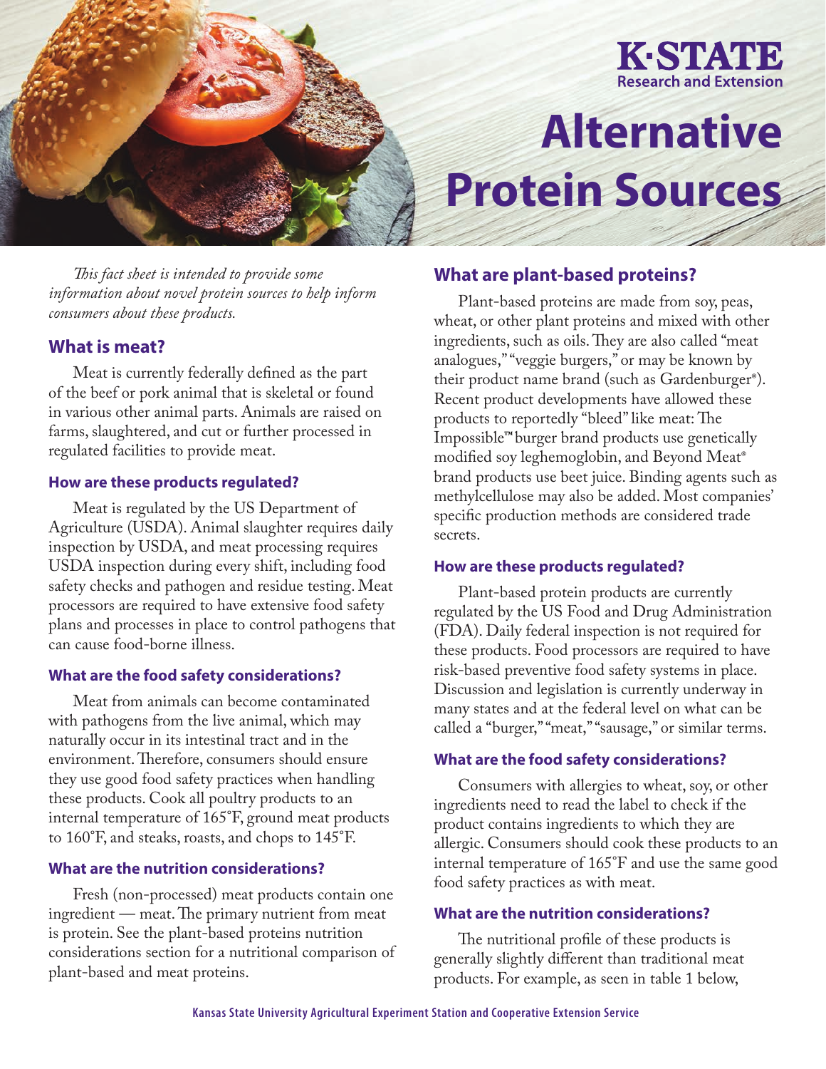K·STATE Research and Extension

# Alternative Protein Sources

*This fact sheet is intended to provide some information about novel protein sources to help inform consumers about these products.*

## What is meat?

Meat is currently federally defined as the part of the beef or pork animal that is skeletal or found in various other animal parts. Animals are raised on farms, slaughtered, and cut or further processed in regulated facilities to provide meat.

### How are these products regulated?

Meat is regulated by the US Department of Agriculture (USDA). Animal slaughter requires daily inspection by USDA, and meat processing requires USDA inspection during every shift, including food safety checks and pathogen and residue testing. Meat processors are required to have extensive food safety plans and processes in place to control pathogens that can cause food-borne illness.

### What are the food safety considerations?

Meat from animals can become contaminated with pathogens from the live animal, which may naturally occur in its intestinal tract and in the environment. Therefore, consumers should ensure they use good food safety practices when handling these products. Cook all poultry products to an internal temperature of 165˚F, ground meat products to 160˚F, and steaks, roasts, and chops to 145˚F.

### What are the nutrition considerations?

Fresh (non-processed) meat products contain one ingredient — meat. The primary nutrient from meat is protein. See the plant-based proteins nutrition considerations section for a nutritional comparison of plant-based and meat proteins.

## What are plant-based proteins?

Plant-based proteins are made from soy, peas, wheat, or other plant proteins and mixed with other ingredients, such as oils. They are also called "meat analogues," "veggie burgers," or may be known by their product name brand (such as Gardenburger®). Recent product developments have allowed these products to reportedly "bleed" like meat: The Impossible™ burger brand products use genetically modified soy leghemoglobin, and Beyond Meat® brand products use beet juice. Binding agents such as methylcellulose may also be added. Most companies' specific production methods are considered trade secrets.

### How are these products regulated?

Plant-based protein products are currently regulated by the US Food and Drug Administration (FDA). Daily federal inspection is not required for these products. Food processors are required to have risk-based preventive food safety systems in place. Discussion and legislation is currently underway in many states and at the federal level on what can be called a "burger," "meat," "sausage," or similar terms.

### What are the food safety considerations?

Consumers with allergies to wheat, soy, or other ingredients need to read the label to check if the product contains ingredients to which they are allergic. Consumers should cook these products to an internal temperature of 165˚F and use the same good food safety practices as with meat.

### What are the nutrition considerations?

The nutritional profile of these products is generally slightly different than traditional meat products. For example, as seen in table 1 below,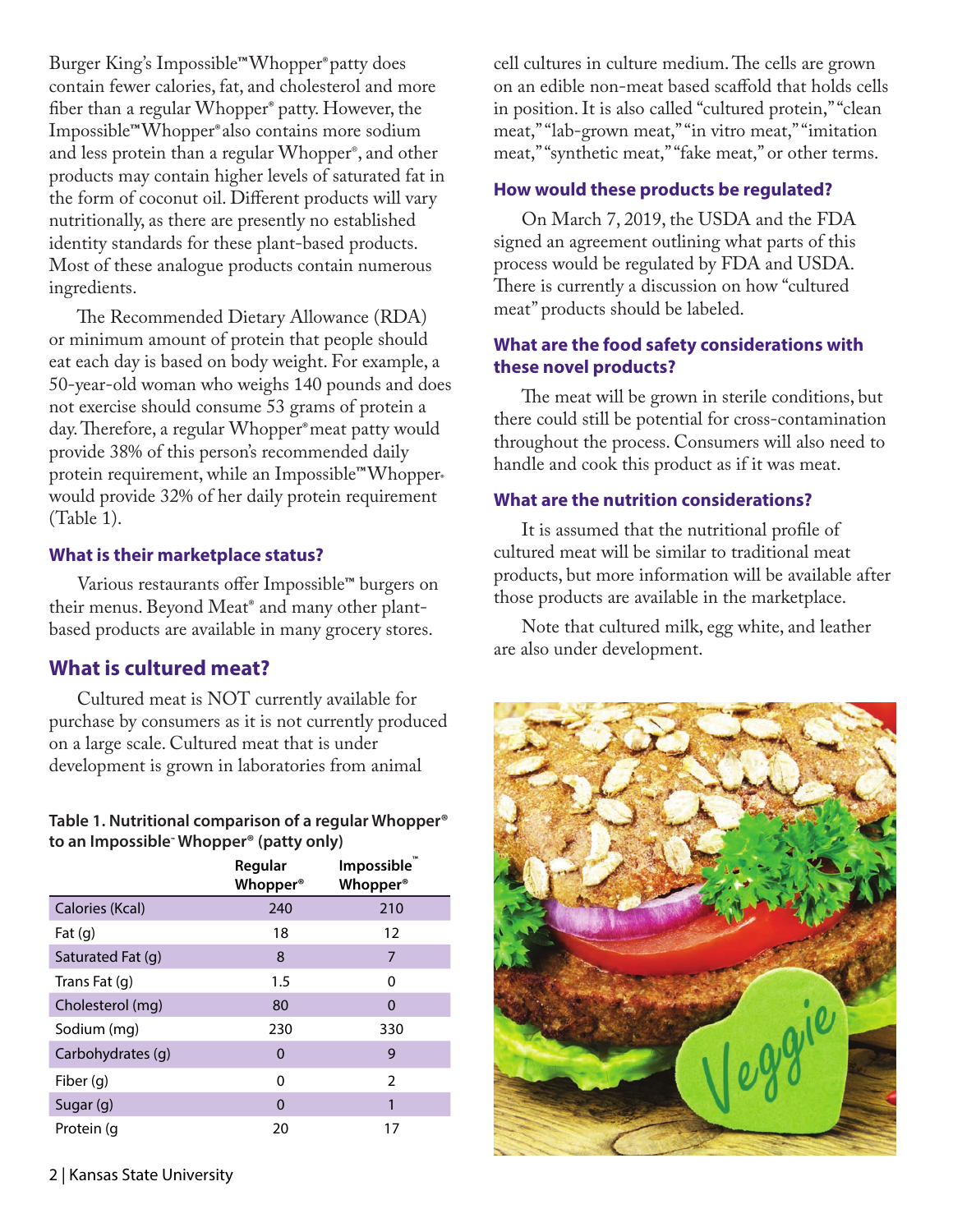Burger King's Impossible™ Whopper® patty does contain fewer calories, fat, and cholesterol and more fiber than a regular Whopper® patty. However, the Impossible™ Whopper® also contains more sodium and less protein than a regular Whopper®, and other products may contain higher levels of saturated fat in the form of coconut oil. Different products will vary nutritionally, as there are presently no established identity standards for these plant-based products. Most of these analogue products contain numerous ingredients.

The Recommended Dietary Allowance (RDA) or minimum amount of protein that people should eat each day is based on body weight. For example, a 50-year-old woman who weighs 140 pounds and does not exercise should consume 53 grams of protein a day. Therefore, a regular Whopper® meat patty would provide 38% of this person's recommended daily protein requirement, while an Impossible™ Whopper® would provide 32% of her daily protein requirement (Table 1).

**Table 1. Nutritional comparison of a regular Whopper® to an Impossible™ Whopper® (patty only)**

| | Regular Whopper® | Impossible™ Whopper® |
|---|---|---|
| Calories (Kcal) | 240 | 210 |
| Fat (g) | 18 | 12 |
| Saturated Fat (g) | 8 | 7 |
| Trans Fat (g) | 1.5 | 0 |
| Cholesterol (mg) | 80 | 0 |
| Sodium (mg) | 230 | 330 |
| Carbohydrates (g) | 0 | 9 |
| Fiber (g) | 0 | 2 |
| Sugar (g) | 0 | 1 |
| Protein (g | 20 | 17 |

### What is their marketplace status?

Various restaurants offer Impossible™ burgers on their menus. Beyond Meat® and many other plant-based products are available in many grocery stores.

## What is cultured meat?

Cultured meat is NOT currently available for purchase by consumers as it is not currently produced on a large scale. Cultured meat that is under development is grown in laboratories from animal cell cultures in culture medium. The cells are grown on an edible non-meat based scaffold that holds cells in position. It is also called "cultured protein," "clean meat," "lab-grown meat," "in vitro meat," "imitation meat," "synthetic meat," "fake meat," or other terms.

### How would these products be regulated?

On March 7, 2019, the USDA and the FDA signed an agreement outlining what parts of this process would be regulated by FDA and USDA. There is currently a discussion on how "cultured meat" products should be labeled.

### What are the food safety considerations with these novel products?

The meat will be grown in sterile conditions, but there could still be potential for cross-contamination throughout the process. Consumers will also need to handle and cook this product as if it was meat.

### What are the nutrition considerations?

It is assumed that the nutritional profile of cultured meat will be similar to traditional meat products, but more information will be available after those products are available in the marketplace.

Note that cultured milk, egg white, and leather are also under development.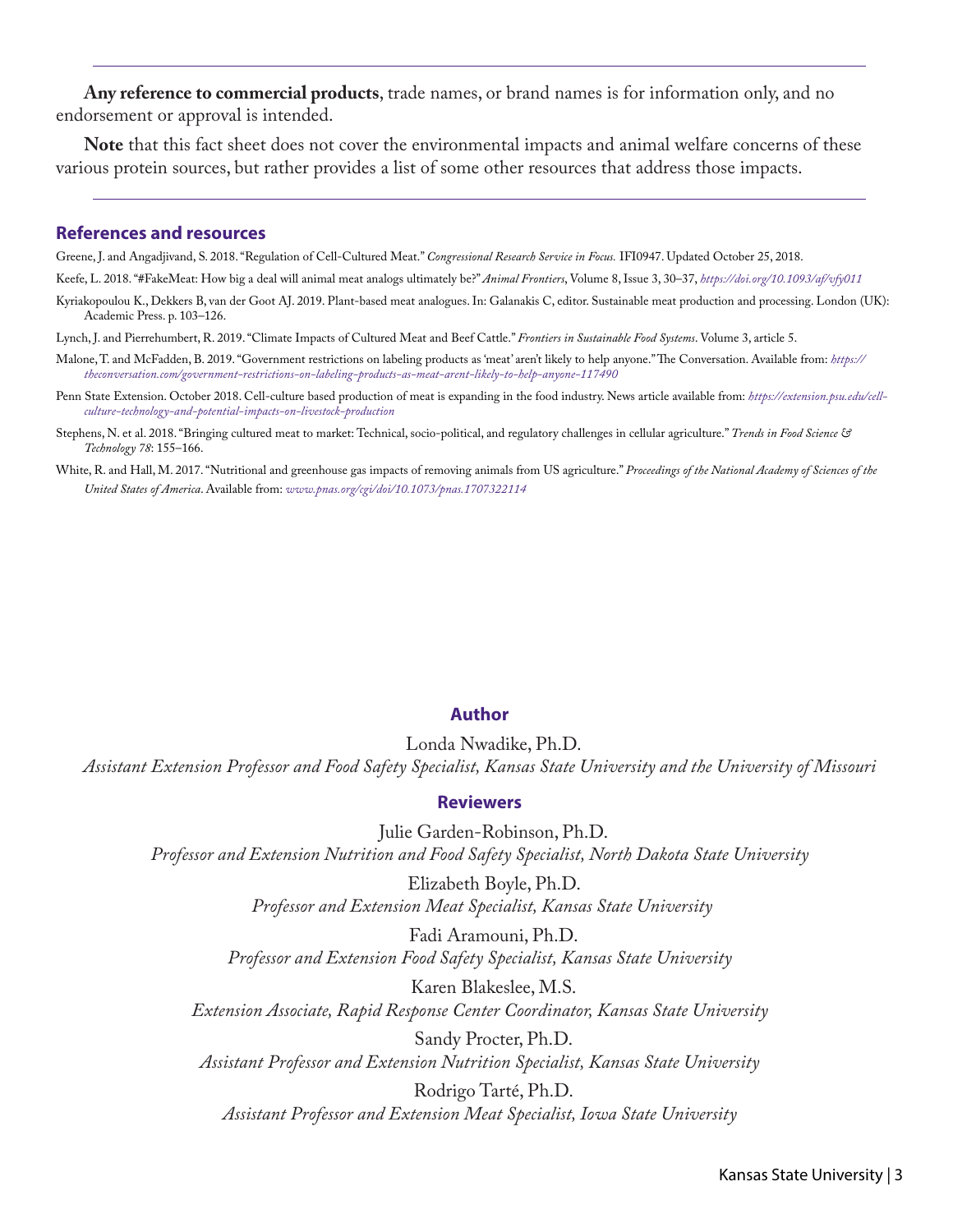**Any reference to commercial products**, trade names, or brand names is for information only, and no endorsement or approval is intended.

**Note** that this fact sheet does not cover the environmental impacts and animal welfare concerns of these various protein sources, but rather provides a list of some other resources that address those impacts.

## References and resources

Greene, J. and Angadjivand, S. 2018. "Regulation of Cell-Cultured Meat." *Congressional Research Service in Focus.* IFI0947. Updated October 25, 2018.

Keefe, L. 2018. "#FakeMeat: How big a deal will animal meat analogs ultimately be?" *Animal Frontiers*, Volume 8, Issue 3, 30–37, *https://doi.org/10.1093/af/vfy011*

Kyriakopoulou K., Dekkers B, van der Goot AJ. 2019. Plant-based meat analogues. In: Galanakis C, editor. Sustainable meat production and processing. London (UK): Academic Press. p. 103–126.

Lynch, J. and Pierrehumbert, R. 2019. "Climate Impacts of Cultured Meat and Beef Cattle." *Frontiers in Sustainable Food Systems*. Volume 3, article 5.

Malone, T. and McFadden, B. 2019. "Government restrictions on labeling products as 'meat' aren't likely to help anyone." The Conversation. Available from: *https://theconversation.com/government-restrictions-on-labeling-products-as-meat-arent-likely-to-help-anyone-117490*

Penn State Extension. October 2018. Cell-culture based production of meat is expanding in the food industry. News article available from: *https://extension.psu.edu/cell-culture-technology-and-potential-impacts-on-livestock-production*

Stephens, N. et al. 2018. "Bringing cultured meat to market: Technical, socio-political, and regulatory challenges in cellular agriculture." *Trends in Food Science & Technology 78*: 155–166.

White, R. and Hall, M. 2017. "Nutritional and greenhouse gas impacts of removing animals from US agriculture." *Proceedings of the National Academy of Sciences of the United States of America*. Available from: *www.pnas.org/cgi/doi/10.1073/pnas.1707322114*

## Author

Londa Nwadike, Ph.D.
*Assistant Extension Professor and Food Safety Specialist, Kansas State University and the University of Missouri*

## Reviewers

Julie Garden-Robinson, Ph.D.
*Professor and Extension Nutrition and Food Safety Specialist, North Dakota State University*

Elizabeth Boyle, Ph.D.
*Professor and Extension Meat Specialist, Kansas State University*

Fadi Aramouni, Ph.D.
*Professor and Extension Food Safety Specialist, Kansas State University*

Karen Blakeslee, M.S.
*Extension Associate, Rapid Response Center Coordinator, Kansas State University*

Sandy Procter, Ph.D.
*Assistant Professor and Extension Nutrition Specialist, Kansas State University*

Rodrigo Tarté, Ph.D.
*Assistant Professor and Extension Meat Specialist, Iowa State University*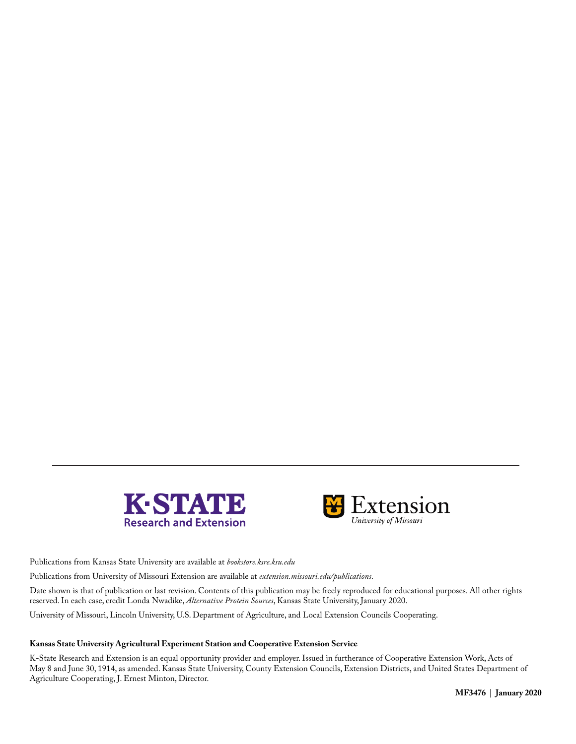K·STATE
Research and Extension

Extension
*University of Missouri*

Publications from Kansas State University are available at *bookstore.ksre.ksu.edu*

Publications from University of Missouri Extension are available at *extension.missouri.edu/publications*.

Date shown is that of publication or last revision. Contents of this publication may be freely reproduced for educational purposes. All other rights reserved. In each case, credit Londa Nwadike, *Alternative Protein Sources*, Kansas State University, January 2020.

University of Missouri, Lincoln University, U.S. Department of Agriculture, and Local Extension Councils Cooperating.

**Kansas State University Agricultural Experiment Station and Cooperative Extension Service**

K-State Research and Extension is an equal opportunity provider and employer. Issued in furtherance of Cooperative Extension Work, Acts of May 8 and June 30, 1914, as amended. Kansas State University, County Extension Councils, Extension Districts, and United States Department of Agriculture Cooperating, J. Ernest Minton, Director.

**MF3476 | January 2020**